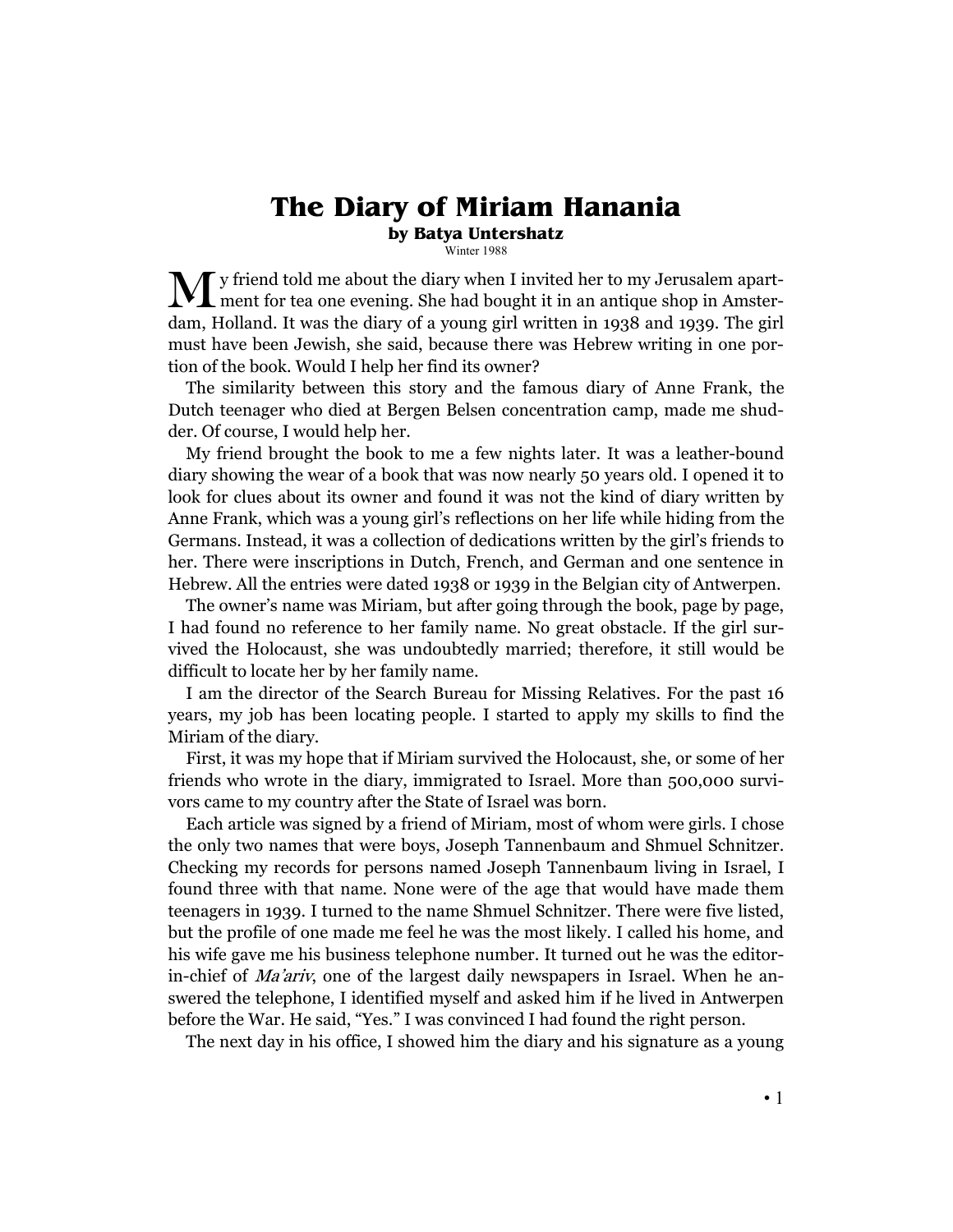# The Diary of Miriam Hanania

**by Batya Untershatz**

Winter 1988

My friend told me about the diary when I invited her to my Jerusalem apartment for tea one evening. She had bought it in an antique shop in Amsterdam, Holland. It was the diary of a young girl written in 1938 and 1939. The girl must have been Jewish, she said, because there was Hebrew writing in one portion of the book. Would I help her find its owner?

The similarity between this story and the famous diary of Anne Frank, the Dutch teenager who died at Bergen Belsen concentration camp, made me shudder. Of course, I would help her.

My friend brought the book to me a few nights later. It was a leather-bound diary showing the wear of a book that was now nearly 50 years old. I opened it to look for clues about its owner and found it was not the kind of diary written by Anne Frank, which was a young girl's reflections on her life while hiding from the Germans. Instead, it was a collection of dedications written by the girl's friends to her. There were inscriptions in Dutch, French, and German and one sentence in Hebrew. All the entries were dated 1938 or 1939 in the Belgian city of Antwerpen.

The owner's name was Miriam, but after going through the book, page by page, I had found no reference to her family name. No great obstacle. If the girl survived the Holocaust, she was undoubtedly married; therefore, it still would be difficult to locate her by her family name.

I am the director of the Search Bureau for Missing Relatives. For the past 16 years, my job has been locating people. I started to apply my skills to find the Miriam of the diary.

First, it was my hope that if Miriam survived the Holocaust, she, or some of her friends who wrote in the diary, immigrated to Israel. More than 500,000 survivors came to my country after the State of Israel was born.

Each article was signed by a friend of Miriam, most of whom were girls. I chose the only two names that were boys, Joseph Tannenbaum and Shmuel Schnitzer. Checking my records for persons named Joseph Tannenbaum living in Israel, I found three with that name. None were of the age that would have made them teenagers in 1939. I turned to the name Shmuel Schnitzer. There were five listed, but the profile of one made me feel he was the most likely. I called his home, and his wife gave me his business telephone number. It turned out he was the editor-in-chief of *Ma'ariv*, one of the largest daily newspapers in Israel. When he answered the telephone, I identified myself and asked him if he lived in Antwerpen before the War. He said, "Yes." I was convinced I had found the right person.

The next day in his office, I showed him the diary and his signature as a young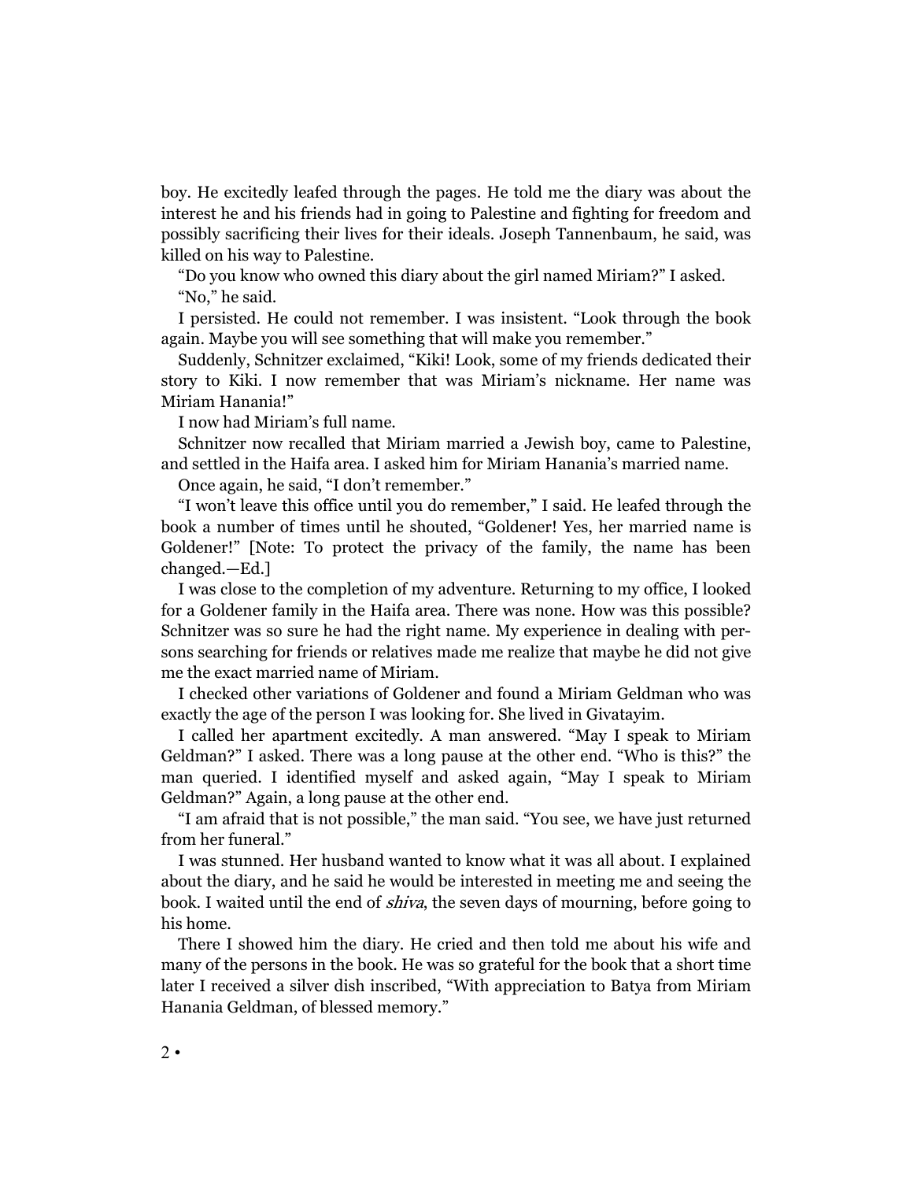boy. He excitedly leafed through the pages. He told me the diary was about the interest he and his friends had in going to Palestine and fighting for freedom and possibly sacrificing their lives for their ideals. Joseph Tannenbaum, he said, was killed on his way to Palestine.

"Do you know who owned this diary about the girl named Miriam?" I asked.

"No," he said.

I persisted. He could not remember. I was insistent. "Look through the book again. Maybe you will see something that will make you remember."

Suddenly, Schnitzer exclaimed, "Kiki! Look, some of my friends dedicated their story to Kiki. I now remember that was Miriam's nickname. Her name was Miriam Hanania!"

I now had Miriam's full name.

Schnitzer now recalled that Miriam married a Jewish boy, came to Palestine, and settled in the Haifa area. I asked him for Miriam Hanania's married name.

Once again, he said, "I don't remember."

"I won't leave this office until you do remember," I said. He leafed through the book a number of times until he shouted, "Goldener! Yes, her married name is Goldener!" [Note: To protect the privacy of the family, the name has been changed.—Ed.]

I was close to the completion of my adventure. Returning to my office, I looked for a Goldener family in the Haifa area. There was none. How was this possible? Schnitzer was so sure he had the right name. My experience in dealing with persons searching for friends or relatives made me realize that maybe he did not give me the exact married name of Miriam.

I checked other variations of Goldener and found a Miriam Geldman who was exactly the age of the person I was looking for. She lived in Givatayim.

I called her apartment excitedly. A man answered. "May I speak to Miriam Geldman?" I asked. There was a long pause at the other end. "Who is this?" the man queried. I identified myself and asked again, "May I speak to Miriam Geldman?" Again, a long pause at the other end.

"I am afraid that is not possible," the man said. "You see, we have just returned from her funeral."

I was stunned. Her husband wanted to know what it was all about. I explained about the diary, and he said he would be interested in meeting me and seeing the book. I waited until the end of *shiva*, the seven days of mourning, before going to his home.

There I showed him the diary. He cried and then told me about his wife and many of the persons in the book. He was so grateful for the book that a short time later I received a silver dish inscribed, "With appreciation to Batya from Miriam Hanania Geldman, of blessed memory."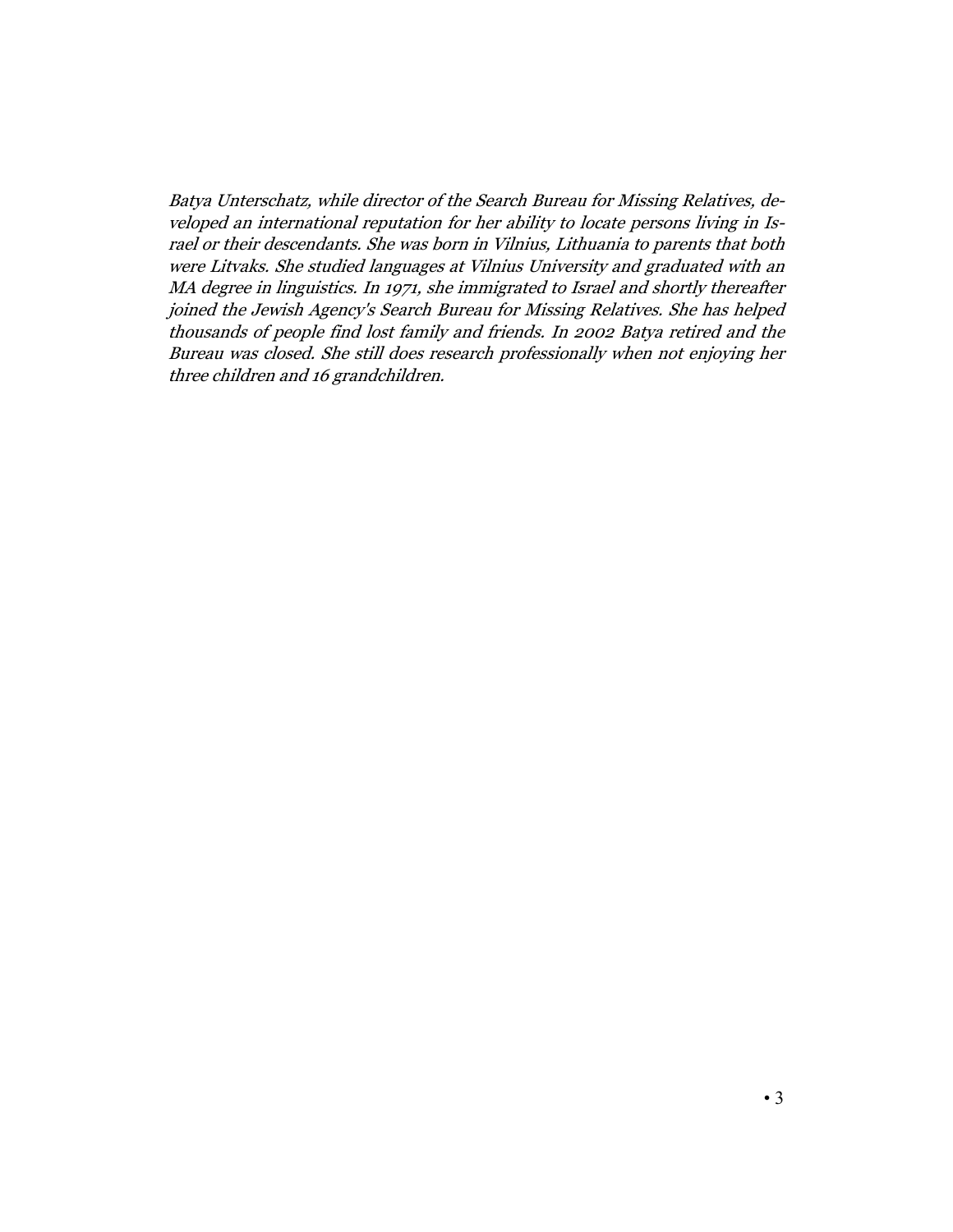*Batya Unterschatz, while director of the Search Bureau for Missing Relatives, developed an international reputation for her ability to locate persons living in Israel or their descendants. She was born in Vilnius, Lithuania to parents that both were Litvaks. She studied languages at Vilnius University and graduated with an MA degree in linguistics. In 1971, she immigrated to Israel and shortly thereafter joined the Jewish Agency's Search Bureau for Missing Relatives. She has helped thousands of people find lost family and friends. In 2002 Batya retired and the Bureau was closed. She still does research professionally when not enjoying her three children and 16 grandchildren.*